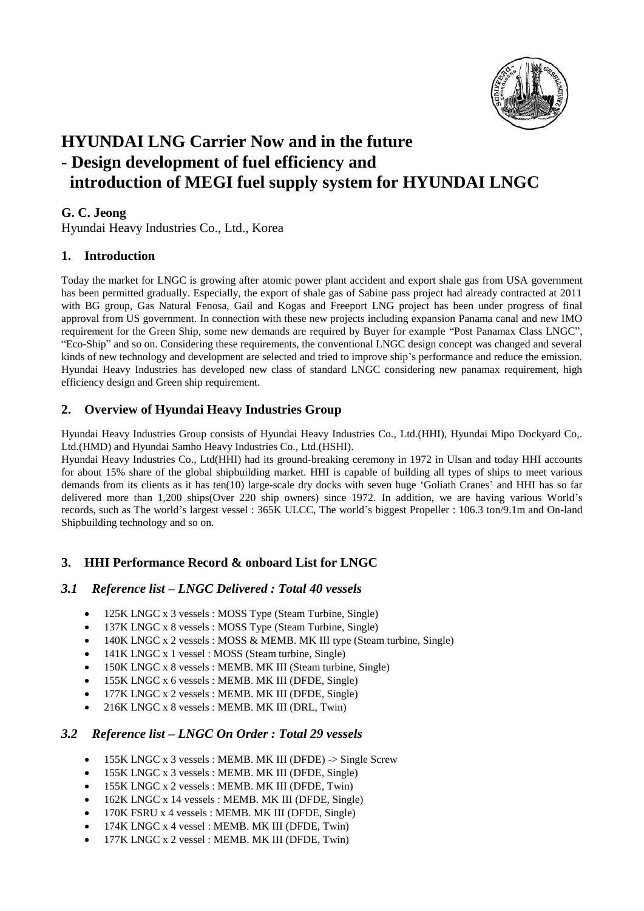# HYUNDAI LNG Carrier Now and in the future
# - Design development of fuel efficiency and introduction of MEGI fuel supply system for HYUNDAI LNGC

**G. C. Jeong**

Hyundai Heavy Industries Co., Ltd., Korea

## 1. Introduction

Today the market for LNGC is growing after atomic power plant accident and export shale gas from USA government has been permitted gradually. Especially, the export of shale gas of Sabine pass project had already contracted at 2011 with BG group, Gas Natural Fenosa, Gail and Kogas and Freeport LNG project has been under progress of final approval from US government. In connection with these new projects including expansion Panama canal and new IMO requirement for the Green Ship, some new demands are required by Buyer for example "Post Panamax Class LNGC", "Eco-Ship" and so on. Considering these requirements, the conventional LNGC design concept was changed and several kinds of new technology and development are selected and tried to improve ship's performance and reduce the emission. Hyundai Heavy Industries has developed new class of standard LNGC considering new panamax requirement, high efficiency design and Green ship requirement.

## 2. Overview of Hyundai Heavy Industries Group

Hyundai Heavy Industries Group consists of Hyundai Heavy Industries Co., Ltd.(HHI), Hyundai Mipo Dockyard Co,. Ltd.(HMD) and Hyundai Samho Heavy Industries Co., Ltd.(HSHI).

Hyundai Heavy Industries Co., Ltd(HHI) had its ground-breaking ceremony in 1972 in Ulsan and today HHI accounts for about 15% share of the global shipbuilding market. HHI is capable of building all types of ships to meet various demands from its clients as it has ten(10) large-scale dry docks with seven huge 'Goliath Cranes' and HHI has so far delivered more than 1,200 ships(Over 220 ship owners) since 1972. In addition, we are having various World's records, such as The world's largest vessel : 365K ULCC, The world's biggest Propeller : 106.3 ton/9.1m and On-land Shipbuilding technology and so on.

## 3. HHI Performance Record & onboard List for LNGC

### *3.1 Reference list – LNGC Delivered : Total 40 vessels*

- 125K LNGC x 3 vessels : MOSS Type (Steam Turbine, Single)
- 137K LNGC x 8 vessels : MOSS Type (Steam Turbine, Single)
- 140K LNGC x 2 vessels : MOSS & MEMB. MK III type (Steam turbine, Single)
- 141K LNGC x 1 vessel : MOSS (Steam turbine, Single)
- 150K LNGC x 8 vessels : MEMB. MK III (Steam turbine, Single)
- 155K LNGC x 6 vessels : MEMB. MK III (DFDE, Single)
- 177K LNGC x 2 vessels : MEMB. MK III (DFDE, Single)
- 216K LNGC x 8 vessels : MEMB. MK III (DRL, Twin)

### *3.2 Reference list – LNGC On Order : Total 29 vessels*

- 155K LNGC x 3 vessels : MEMB. MK III (DFDE) -> Single Screw
- 155K LNGC x 3 vessels : MEMB. MK III (DFDE, Single)
- 155K LNGC x 2 vessels : MEMB. MK III (DFDE, Twin)
- 162K LNGC x 14 vessels : MEMB. MK III (DFDE, Single)
- 170K FSRU x 4 vessels : MEMB. MK III (DFDE, Single)
- 174K LNGC x 4 vessel : MEMB. MK III (DFDE, Twin)
- 177K LNGC x 2 vessel : MEMB. MK III (DFDE, Twin)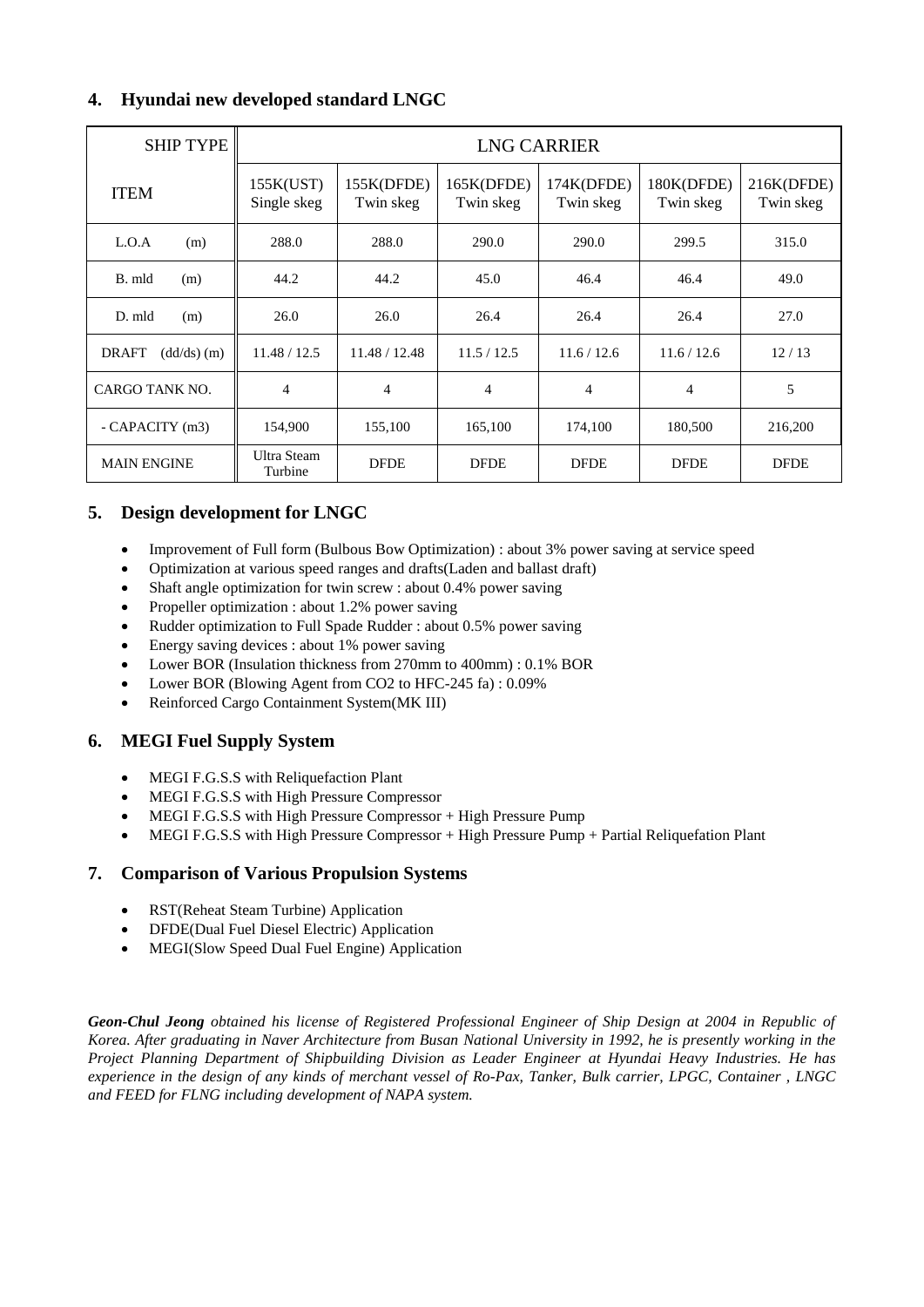## 4. Hyundai new developed standard LNGC

| SHIP TYPE | LNG CARRIER | | | | | |
|---|---|---|---|---|---|---|
| ITEM | 155K(UST) Single skeg | 155K(DFDE) Twin skeg | 165K(DFDE) Twin skeg | 174K(DFDE) Twin skeg | 180K(DFDE) Twin skeg | 216K(DFDE) Twin skeg |
| L.O.A (m) | 288.0 | 288.0 | 290.0 | 290.0 | 299.5 | 315.0 |
| B. mld (m) | 44.2 | 44.2 | 45.0 | 46.4 | 46.4 | 49.0 |
| D. mld (m) | 26.0 | 26.0 | 26.4 | 26.4 | 26.4 | 27.0 |
| DRAFT (dd/ds) (m) | 11.48 / 12.5 | 11.48 / 12.48 | 11.5 / 12.5 | 11.6 / 12.6 | 11.6 / 12.6 | 12 / 13 |
| CARGO TANK NO. | 4 | 4 | 4 | 4 | 4 | 5 |
| - CAPACITY (m3) | 154,900 | 155,100 | 165,100 | 174,100 | 180,500 | 216,200 |
| MAIN ENGINE | Ultra Steam Turbine | DFDE | DFDE | DFDE | DFDE | DFDE |

## 5. Design development for LNGC

- Improvement of Full form (Bulbous Bow Optimization) : about 3% power saving at service speed
- Optimization at various speed ranges and drafts(Laden and ballast draft)
- Shaft angle optimization for twin screw : about 0.4% power saving
- Propeller optimization : about 1.2% power saving
- Rudder optimization to Full Spade Rudder : about 0.5% power saving
- Energy saving devices : about 1% power saving
- Lower BOR (Insulation thickness from 270mm to 400mm) : 0.1% BOR
- Lower BOR (Blowing Agent from $CO_2$ to HFC-245 fa) : 0.09%
- Reinforced Cargo Containment System(MK III)

## 6. MEGI Fuel Supply System

- MEGI F.G.S.S with Reliquefaction Plant
- MEGI F.G.S.S with High Pressure Compressor
- MEGI F.G.S.S with High Pressure Compressor + High Pressure Pump
- MEGI F.G.S.S with High Pressure Compressor + High Pressure Pump + Partial Reliquefation Plant

## 7. Comparison of Various Propulsion Systems

- RST(Reheat Steam Turbine) Application
- DFDE(Dual Fuel Diesel Electric) Application
- MEGI(Slow Speed Dual Fuel Engine) Application

***Geon-Chul Jeong** obtained his license of Registered Professional Engineer of Ship Design at 2004 in Republic of Korea. After graduating in Naver Architecture from Busan National University in 1992, he is presently working in the Project Planning Department of Shipbuilding Division as Leader Engineer at Hyundai Heavy Industries. He has experience in the design of any kinds of merchant vessel of Ro-Pax, Tanker, Bulk carrier, LPGC, Container , LNGC and FEED for FLNG including development of NAPA system.*